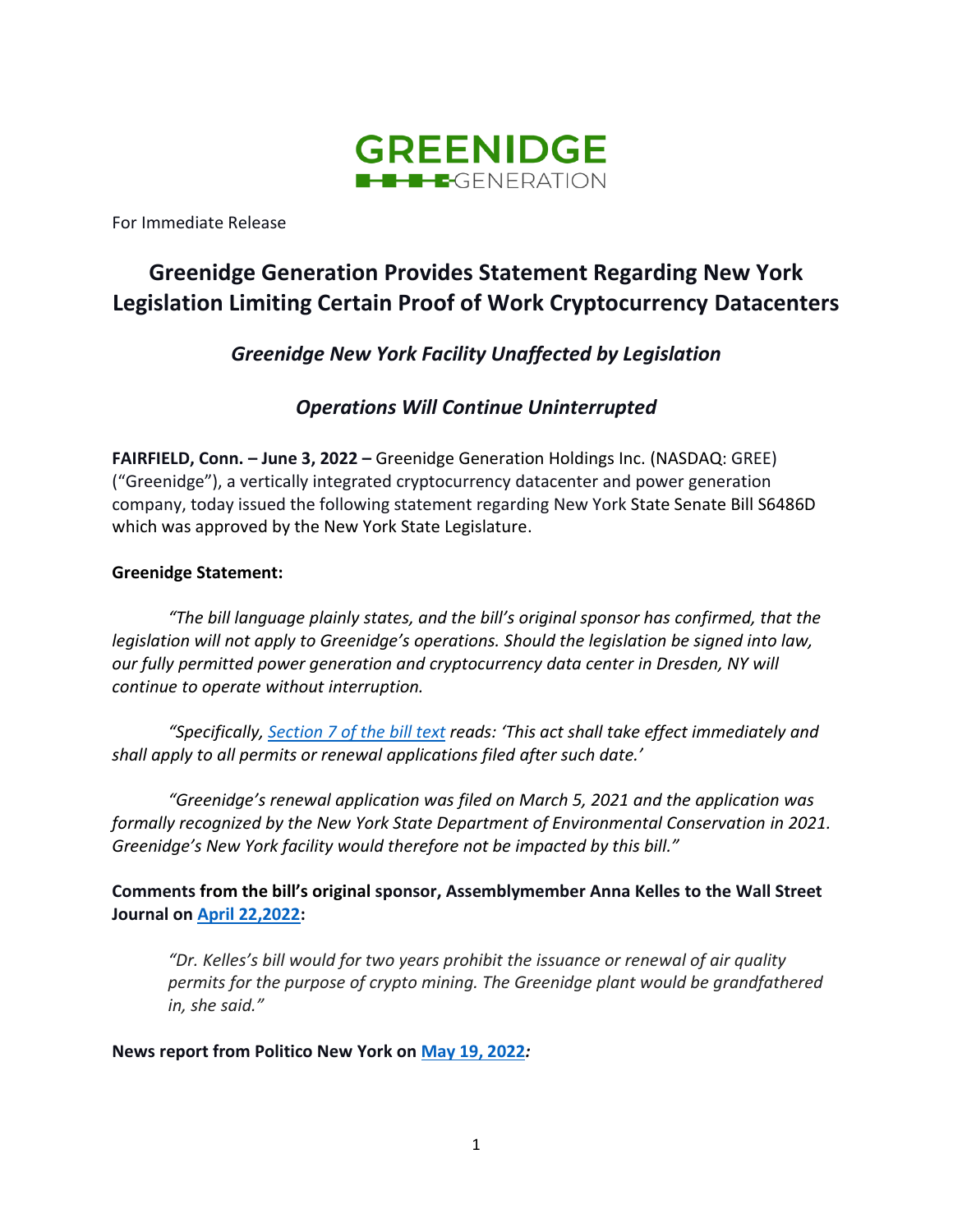GREENIDGE GENERATION

For Immediate Release

# Greenidge Generation Provides Statement Regarding New York Legislation Limiting Certain Proof of Work Cryptocurrency Datacenters

## *Greenidge New York Facility Unaffected by Legislation*

## *Operations Will Continue Uninterrupted*

**FAIRFIELD, Conn. – June 3, 2022 –** Greenidge Generation Holdings Inc. (NASDAQ: GREE) ("Greenidge"), a vertically integrated cryptocurrency datacenter and power generation company, today issued the following statement regarding New York State Senate Bill S6486D which was approved by the New York State Legislature.

**Greenidge Statement:**

*"The bill language plainly states, and the bill's original sponsor has confirmed, that the legislation will not apply to Greenidge's operations. Should the legislation be signed into law, our fully permitted power generation and cryptocurrency data center in Dresden, NY will continue to operate without interruption.*

*"Specifically, Section 7 of the bill text reads: 'This act shall take effect immediately and shall apply to all permits or renewal applications filed after such date.'*

*"Greenidge's renewal application was filed on March 5, 2021 and the application was formally recognized by the New York State Department of Environmental Conservation in 2021. Greenidge's New York facility would therefore not be impacted by this bill."*

**Comments from the bill's original sponsor, Assemblymember Anna Kelles to the Wall Street Journal on April 22,2022:**

> *"Dr. Kelles's bill would for two years prohibit the issuance or renewal of air quality permits for the purpose of crypto mining. The Greenidge plant would be grandfathered in, she said."*

**News report from Politico New York on May 19, 2022*:***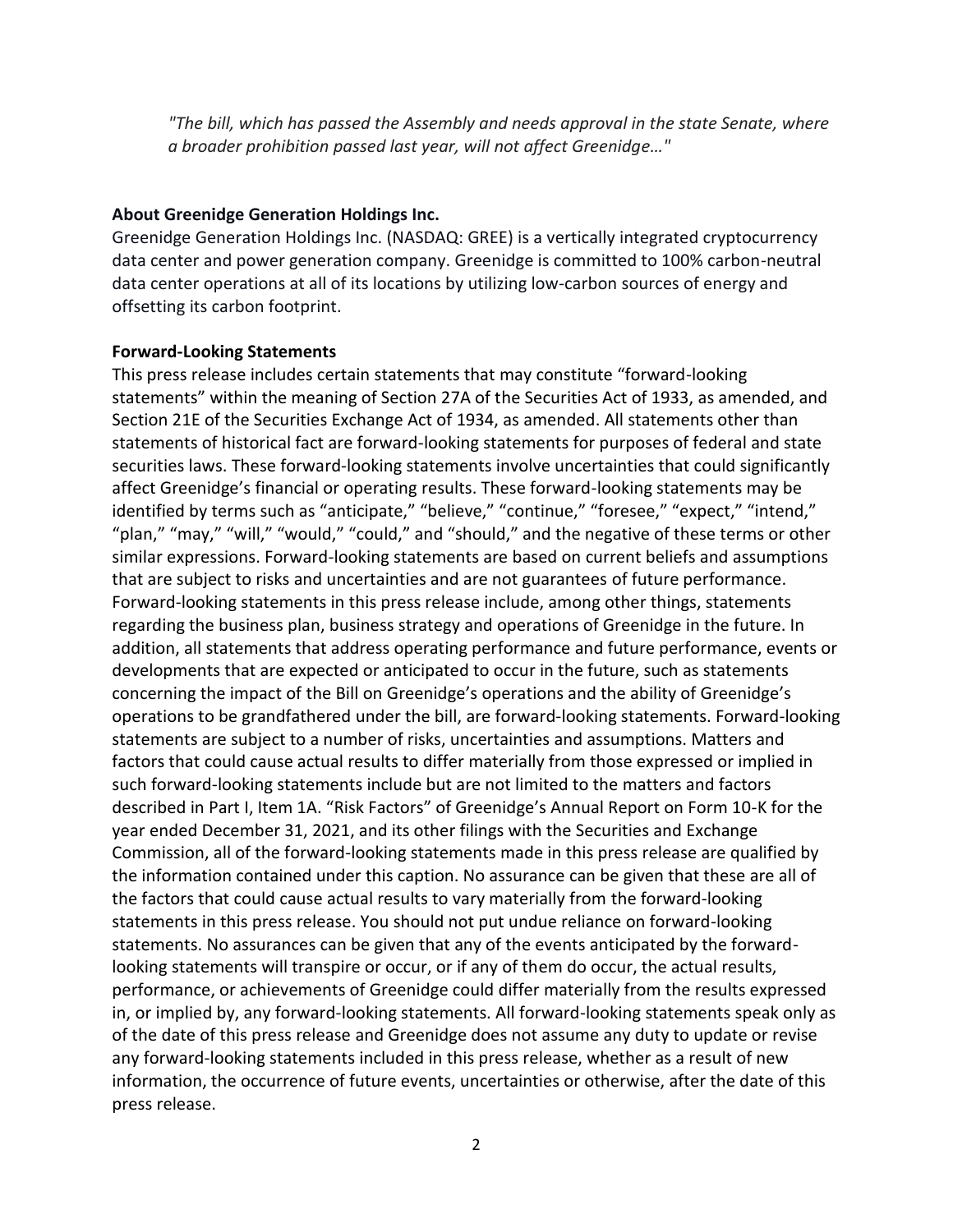*"The bill, which has passed the Assembly and needs approval in the state Senate, where a broader prohibition passed last year, will not affect Greenidge…"*

**About Greenidge Generation Holdings Inc.**

Greenidge Generation Holdings Inc. (NASDAQ: GREE) is a vertically integrated cryptocurrency data center and power generation company. Greenidge is committed to 100% carbon-neutral data center operations at all of its locations by utilizing low-carbon sources of energy and offsetting its carbon footprint.

**Forward-Looking Statements**

This press release includes certain statements that may constitute "forward-looking statements" within the meaning of Section 27A of the Securities Act of 1933, as amended, and Section 21E of the Securities Exchange Act of 1934, as amended. All statements other than statements of historical fact are forward-looking statements for purposes of federal and state securities laws. These forward-looking statements involve uncertainties that could significantly affect Greenidge's financial or operating results. These forward-looking statements may be identified by terms such as "anticipate," "believe," "continue," "foresee," "expect," "intend," "plan," "may," "will," "would," "could," and "should," and the negative of these terms or other similar expressions. Forward-looking statements are based on current beliefs and assumptions that are subject to risks and uncertainties and are not guarantees of future performance. Forward-looking statements in this press release include, among other things, statements regarding the business plan, business strategy and operations of Greenidge in the future. In addition, all statements that address operating performance and future performance, events or developments that are expected or anticipated to occur in the future, such as statements concerning the impact of the Bill on Greenidge's operations and the ability of Greenidge's operations to be grandfathered under the bill, are forward-looking statements. Forward-looking statements are subject to a number of risks, uncertainties and assumptions. Matters and factors that could cause actual results to differ materially from those expressed or implied in such forward-looking statements include but are not limited to the matters and factors described in Part I, Item 1A. "Risk Factors" of Greenidge's Annual Report on Form 10-K for the year ended December 31, 2021, and its other filings with the Securities and Exchange Commission, all of the forward-looking statements made in this press release are qualified by the information contained under this caption. No assurance can be given that these are all of the factors that could cause actual results to vary materially from the forward-looking statements in this press release. You should not put undue reliance on forward-looking statements. No assurances can be given that any of the events anticipated by the forward-looking statements will transpire or occur, or if any of them do occur, the actual results, performance, or achievements of Greenidge could differ materially from the results expressed in, or implied by, any forward-looking statements. All forward-looking statements speak only as of the date of this press release and Greenidge does not assume any duty to update or revise any forward-looking statements included in this press release, whether as a result of new information, the occurrence of future events, uncertainties or otherwise, after the date of this press release.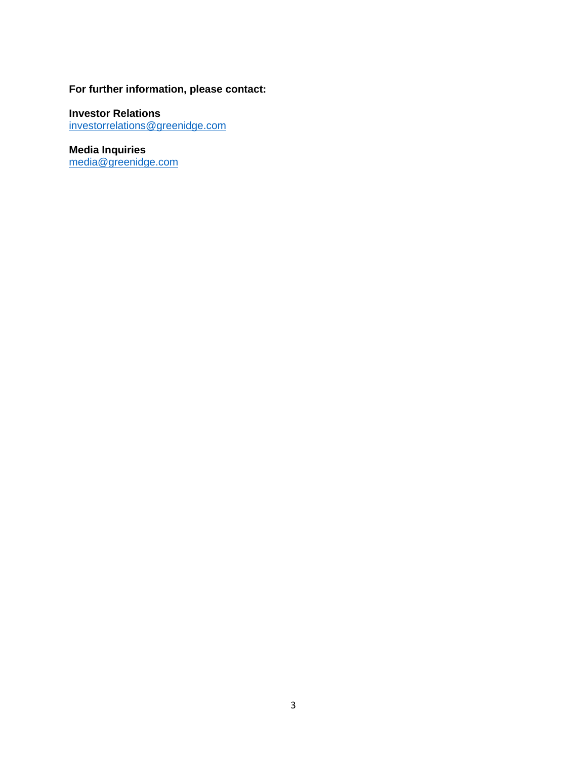**For further information, please contact:**

**Investor Relations**
[investorrelations@greenidge.com](mailto:investorrelations@greenidge.com)

**Media Inquiries**
[media@greenidge.com](mailto:media@greenidge.com)